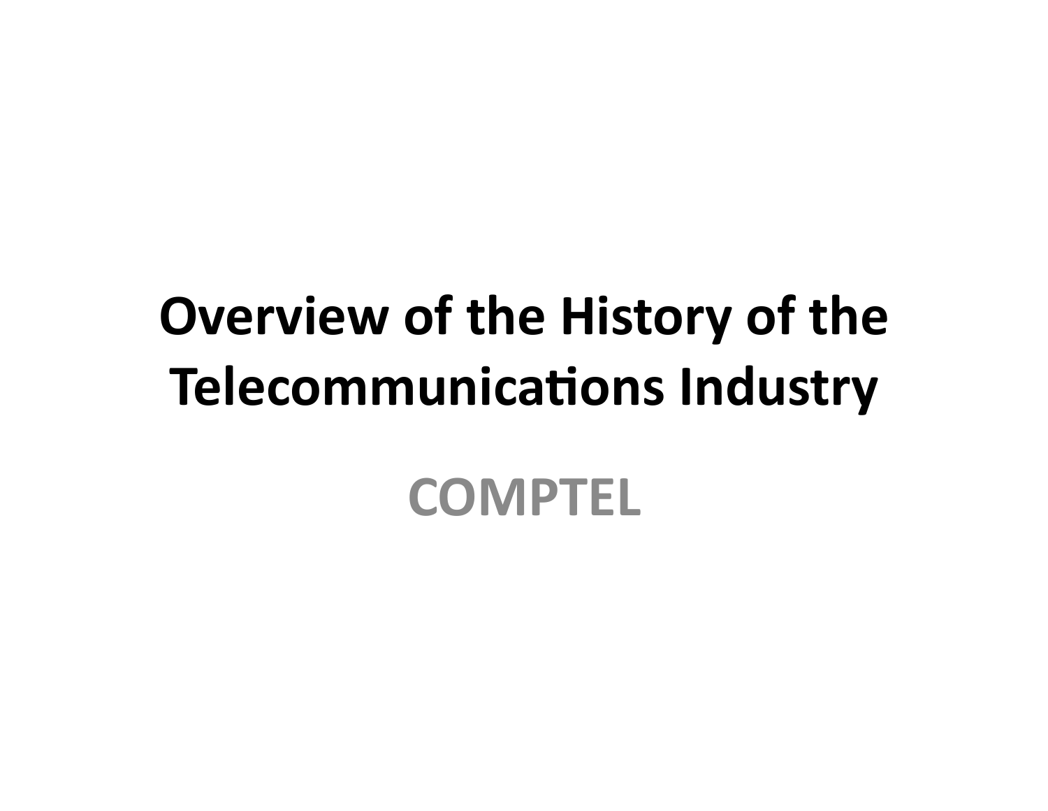# Overview of the History of the Telecommunications Industry

COMPTEL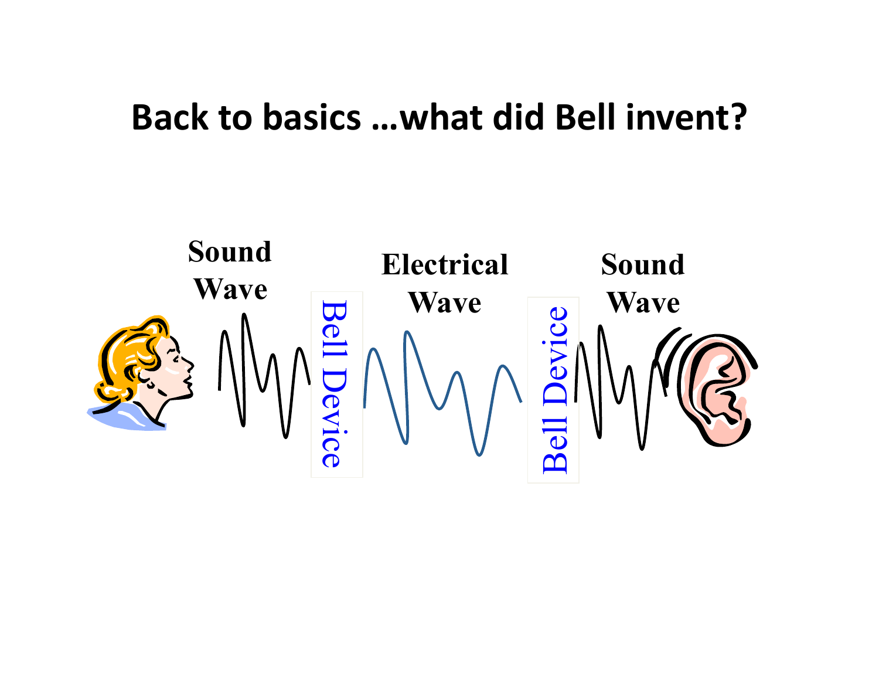# Back to basics …what did Bell invent?

Sound Wave

Bell Device

Electrical Wave

Bell Device

Sound Wave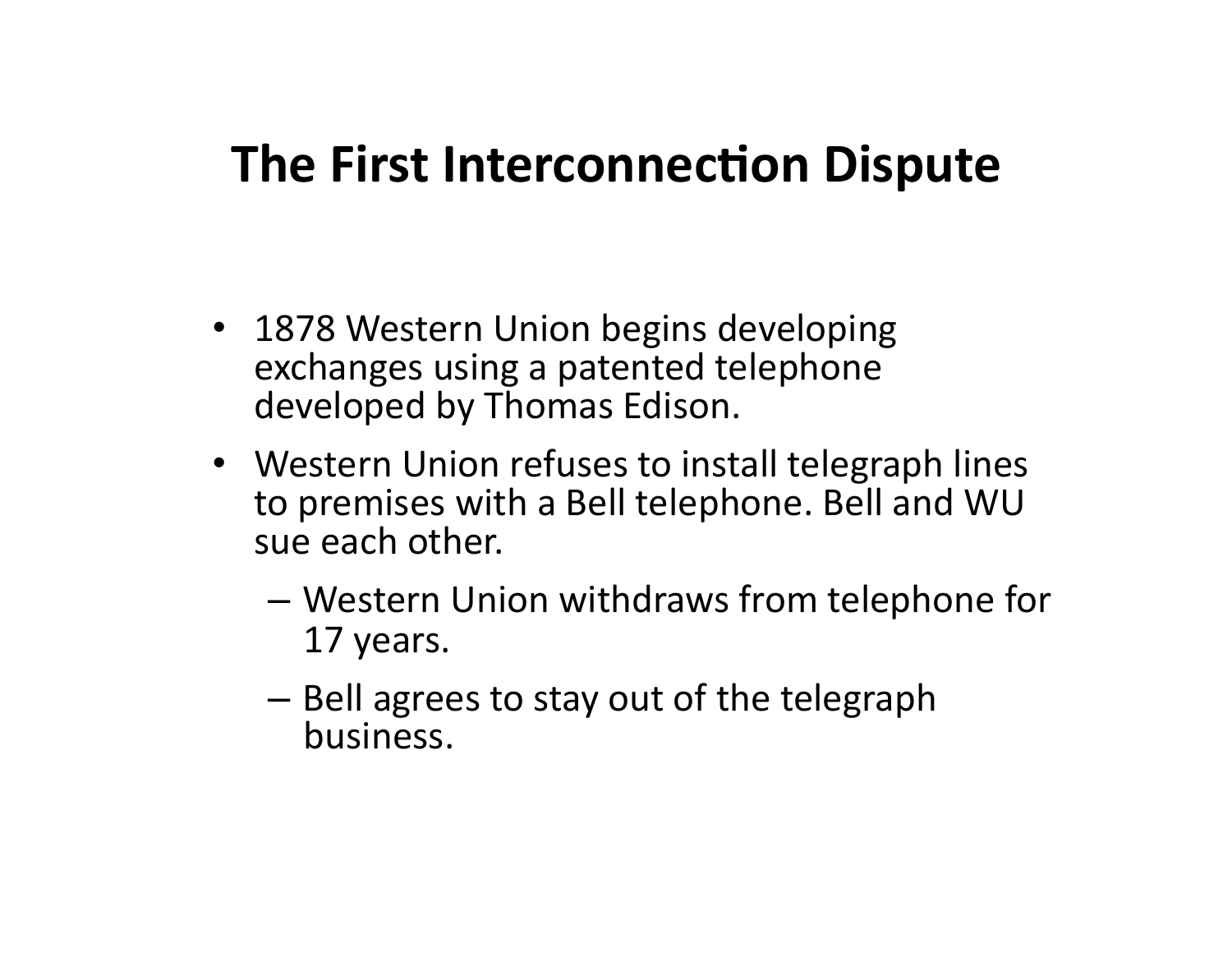# The First Interconnection Dispute

- 1878 Western Union begins developing exchanges using a patented telephone developed by Thomas Edison.
- Western Union refuses to install telegraph lines to premises with a Bell telephone. Bell and WU sue each other.
  - Western Union withdraws from telephone for 17 years.
  - Bell agrees to stay out of the telegraph business.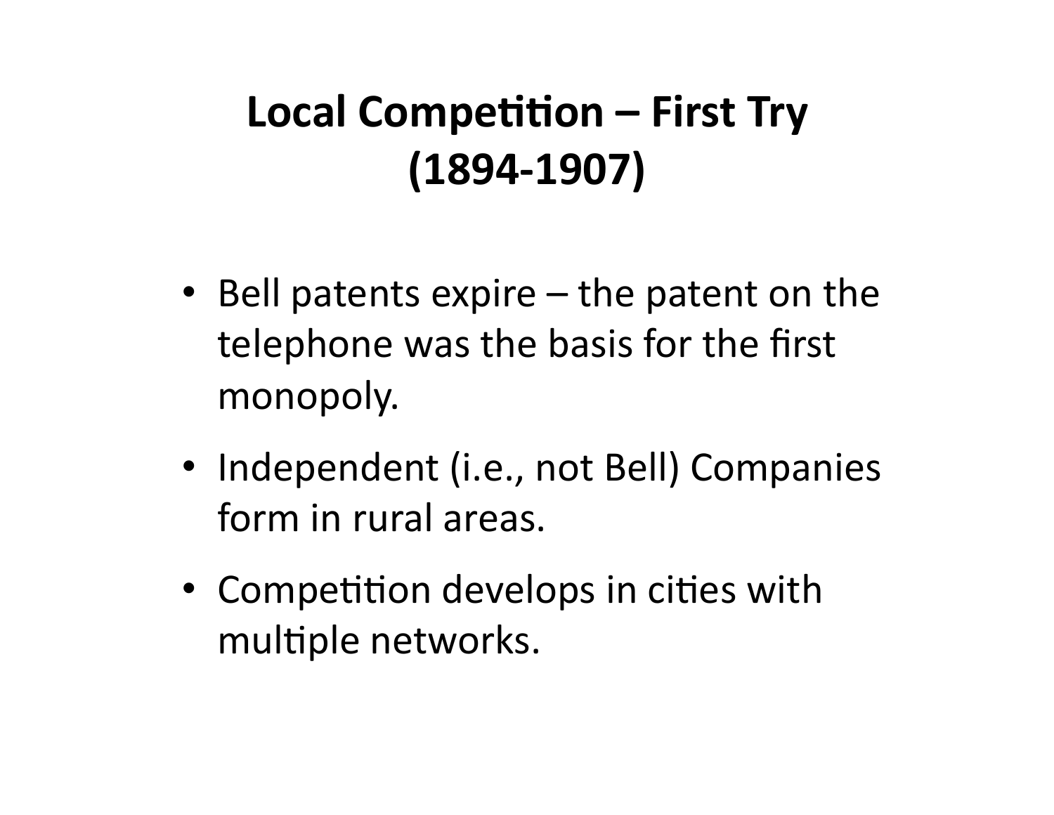# Local Competition – First Try (1894-1907)

- Bell patents expire – the patent on the telephone was the basis for the first monopoly.
- Independent (i.e., not Bell) Companies form in rural areas.
- Competition develops in cities with multiple networks.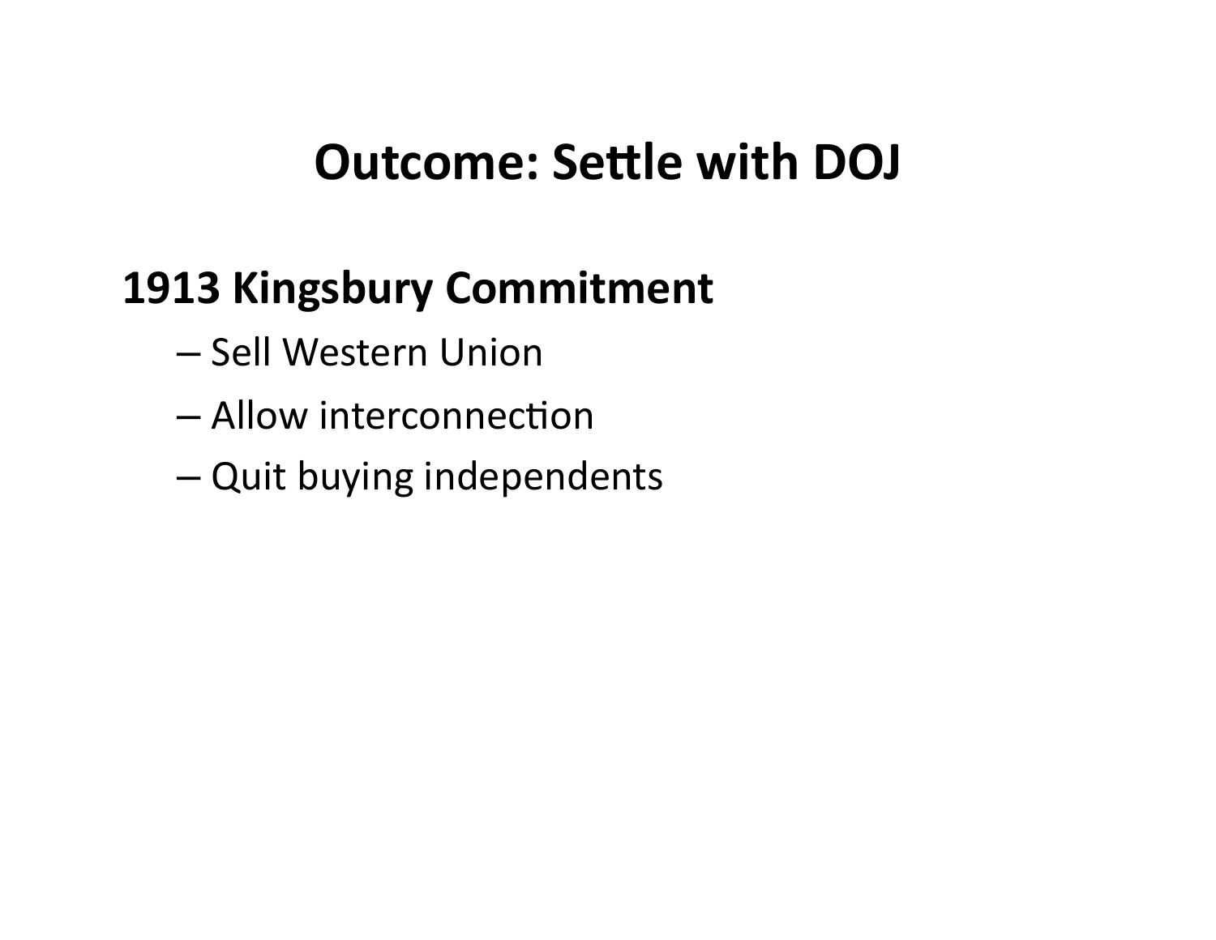# Outcome: Settle with DOJ

**1913 Kingsbury Commitment**

- Sell Western Union
- Allow interconnection
- Quit buying independents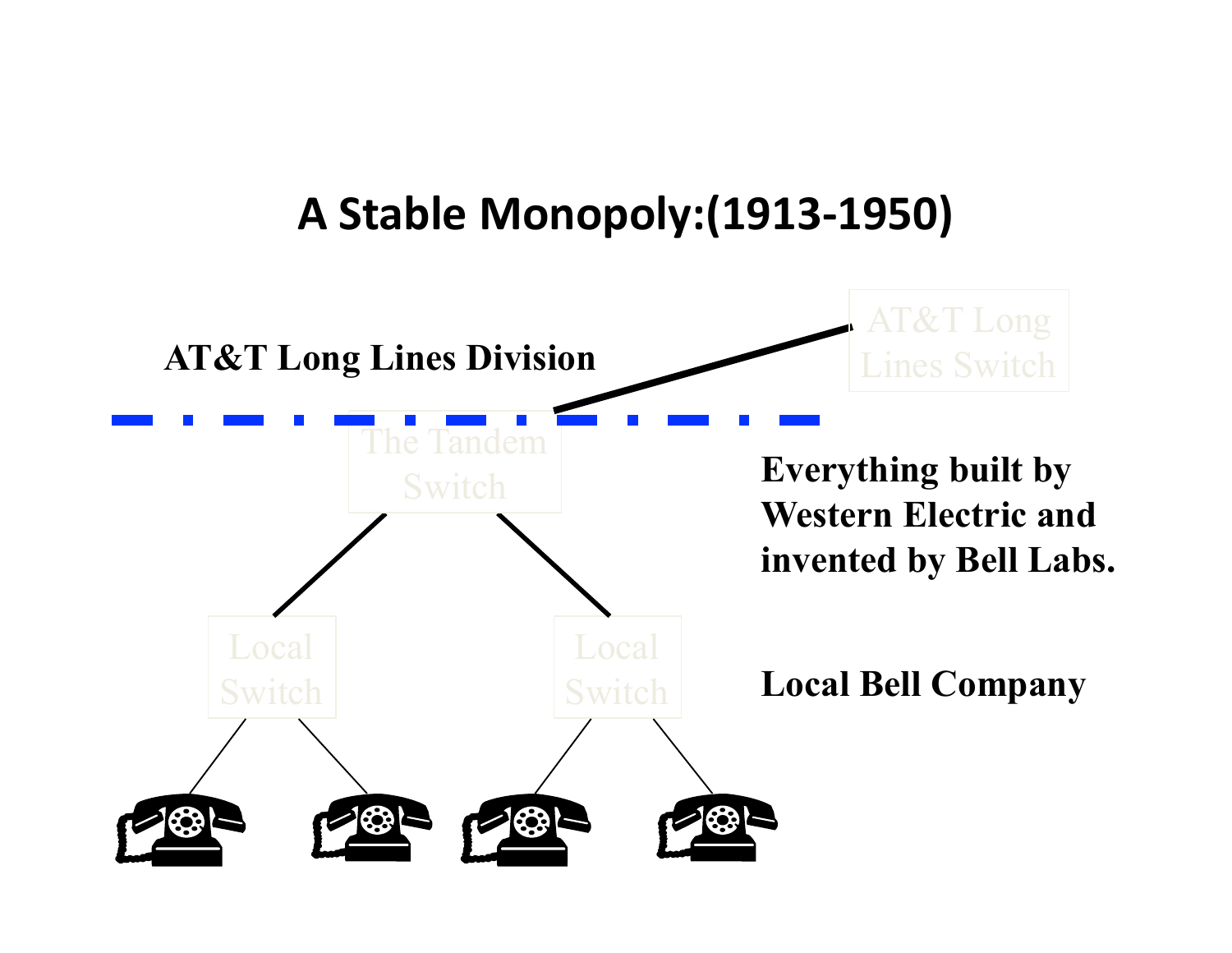# A Stable Monopoly:(1913-1950)

AT&T Long Lines Division

AT&T Long Lines Switch

The Tandem Switch

Everything built by Western Electric and invented by Bell Labs.

Local Switch

Local Switch

Local Bell Company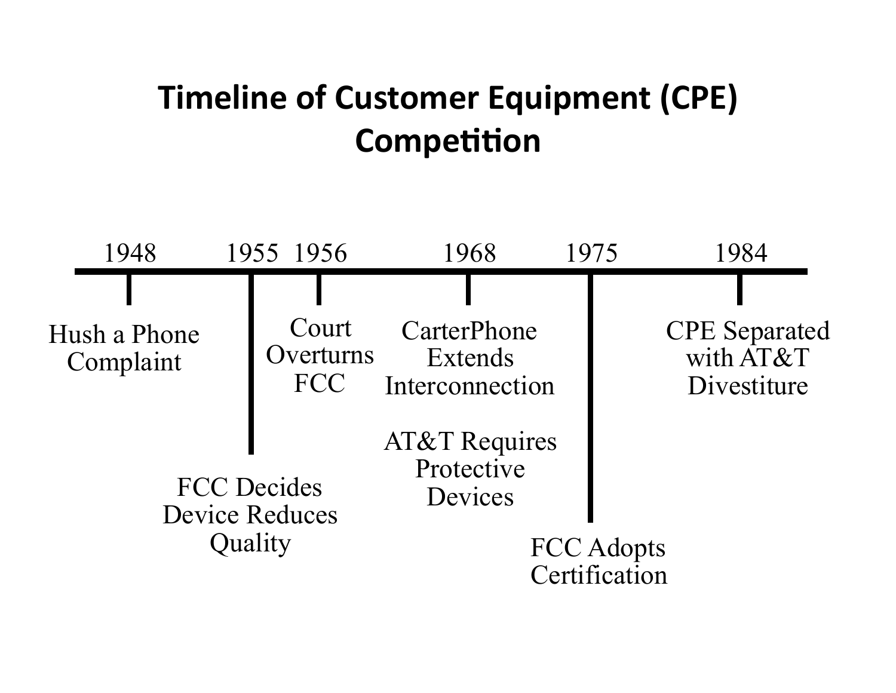# Timeline of Customer Equipment (CPE) Competition

- **1948** — Hush a Phone Complaint
- **1955** — FCC Decides Device Reduces Quality
- **1956** — Court Overturns FCC
- **1968** — CarterPhone Extends Interconnection; AT&T Requires Protective Devices
- **1975** — FCC Adopts Certification
- **1984** — CPE Separated with AT&T Divestiture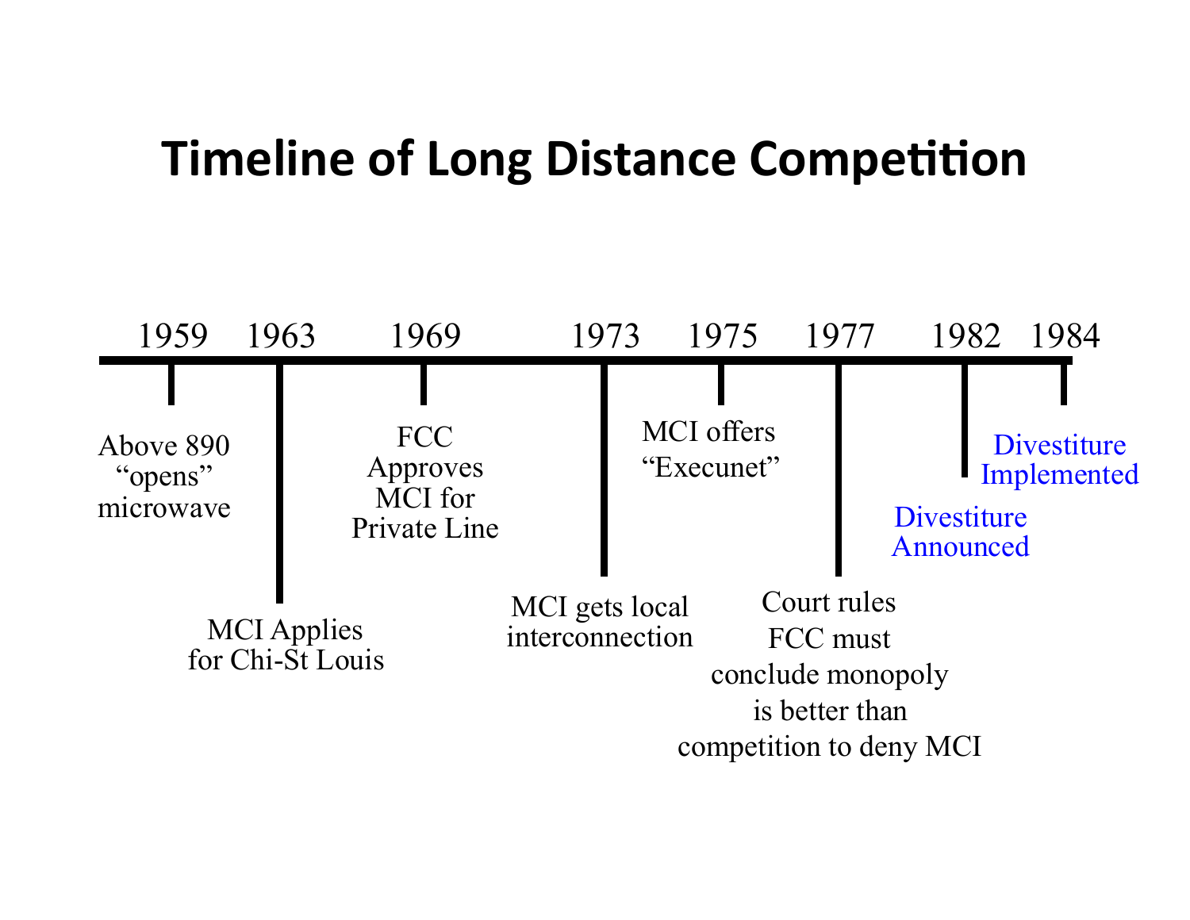# Timeline of Long Distance Competition

- **1959** – Above 890 "opens" microwave
- **1963** – MCI Applies for Chi-St Louis
- **1969** – FCC Approves MCI for Private Line
- **1973** – MCI gets local interconnection
- **1975** – MCI offers "Execunet"
- **1977** – Court rules FCC must conclude monopoly is better than competition to deny MCI
- **1982** – Divestiture Announced
- **1984** – Divestiture Implemented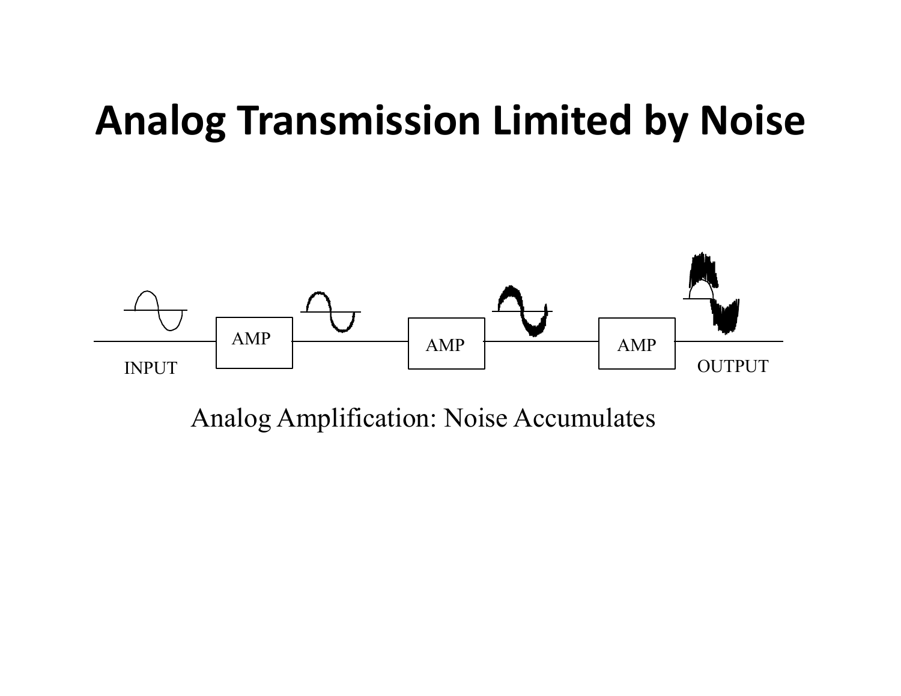# Analog Transmission Limited by Noise

INPUT

AMP

AMP

AMP

OUTPUT

Analog Amplification: Noise Accumulates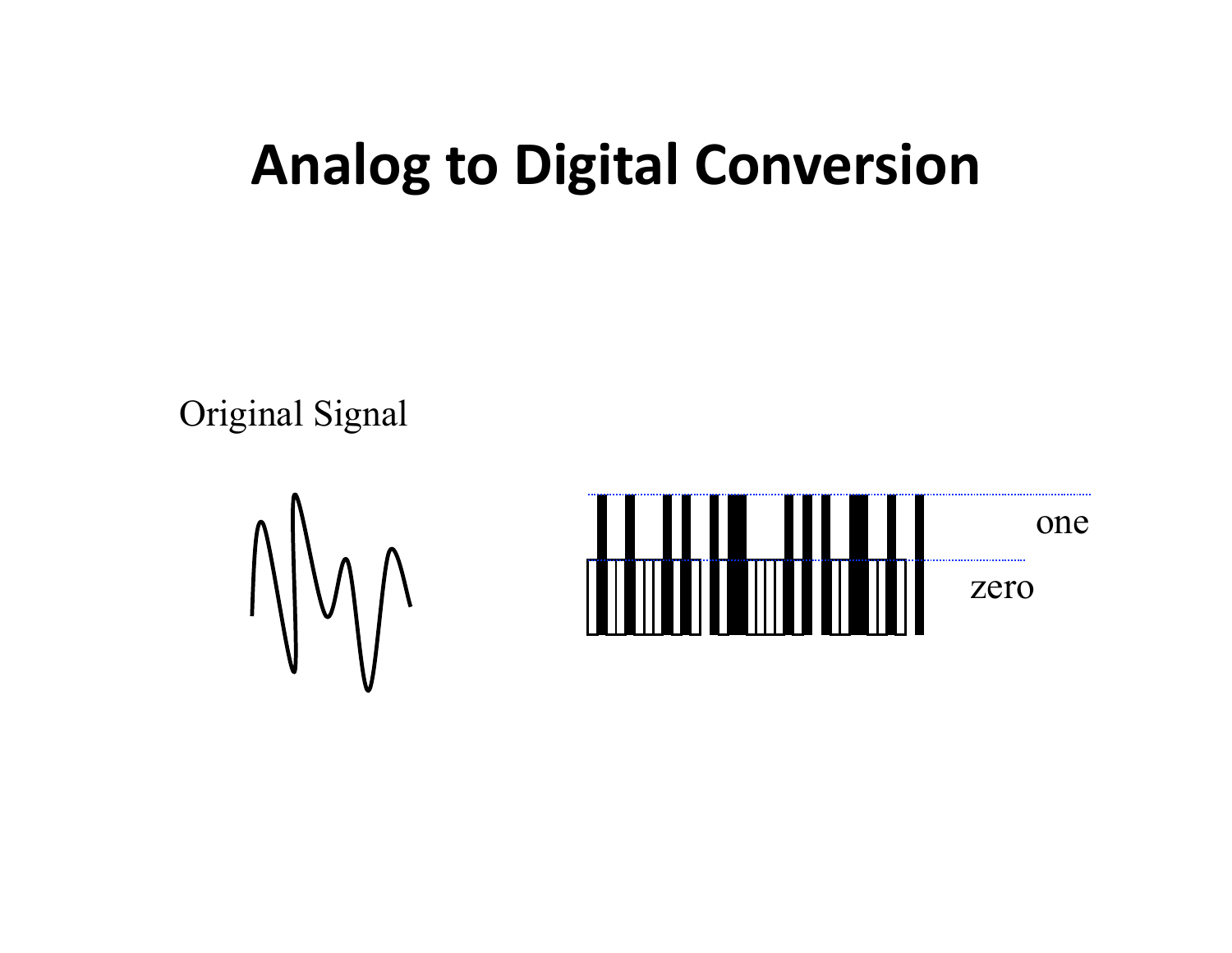# Analog to Digital Conversion

Original Signal

one

zero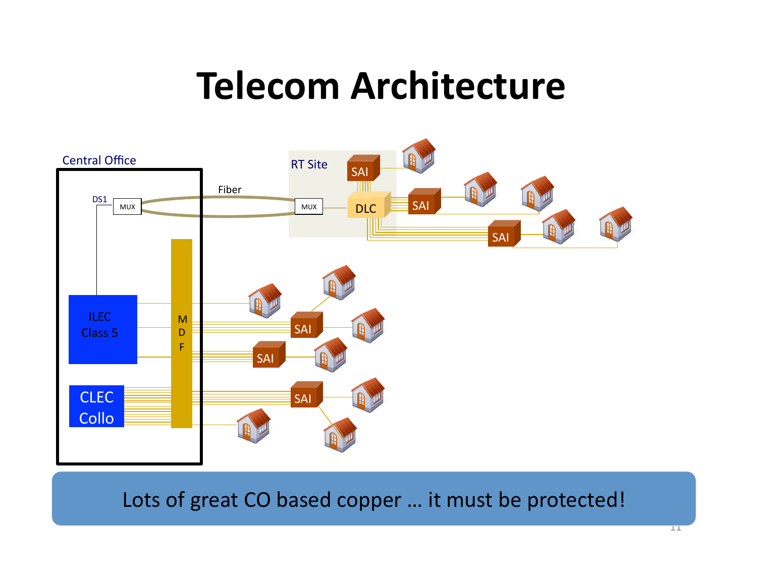# Telecom Architecture

Central Office

DS1

MUX

Fiber

RT Site

MUX

DLC

SAI

SAI

SAI

ILEC Class 5

M D F

SAI

SAI

CLEC Collo

SAI

Lots of great CO based copper … it must be protected!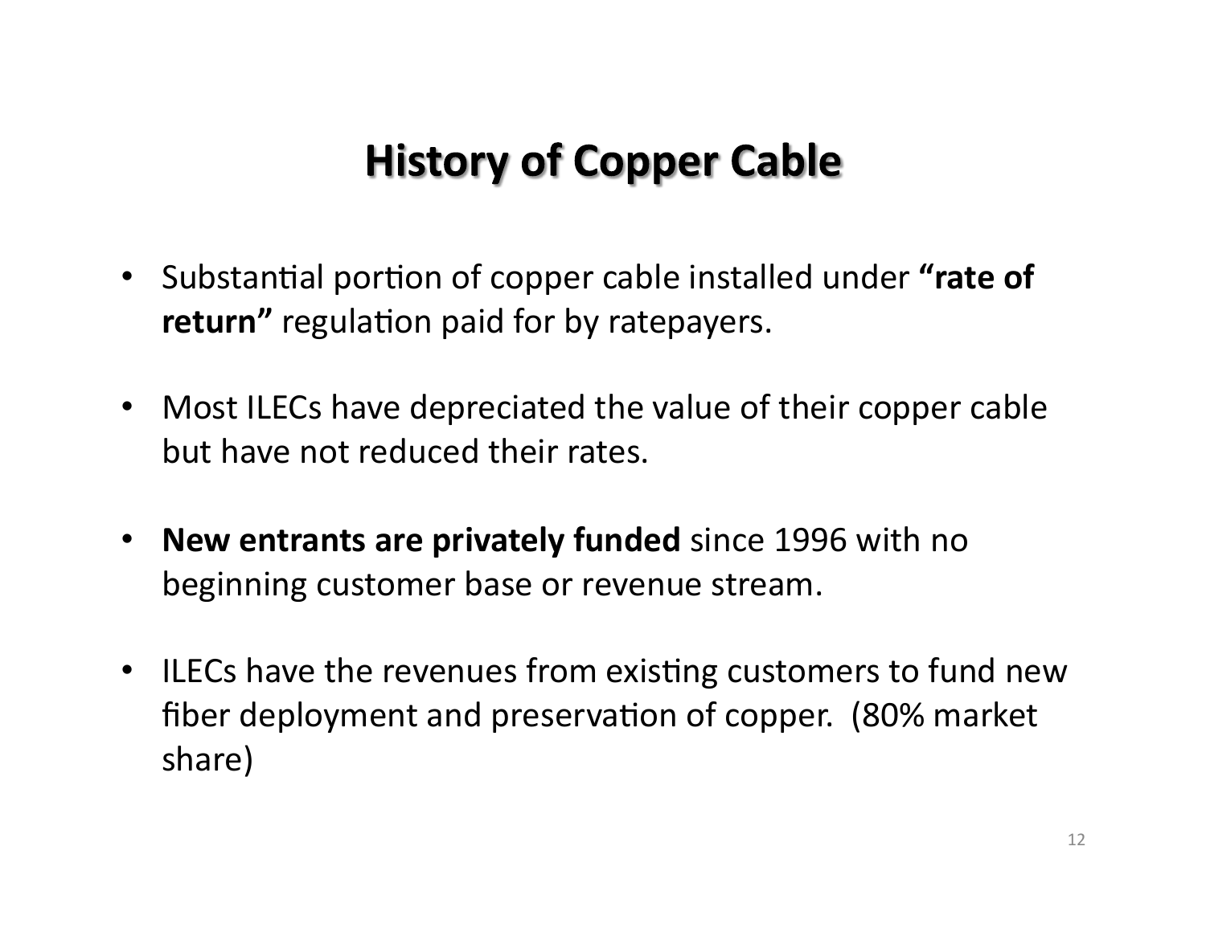# History of Copper Cable

- Substantial portion of copper cable installed under **"rate of return"** regulation paid for by ratepayers.
- Most ILECs have depreciated the value of their copper cable but have not reduced their rates.
- **New entrants are privately funded** since 1996 with no beginning customer base or revenue stream.
- ILECs have the revenues from existing customers to fund new fiber deployment and preservation of copper. (80% market share)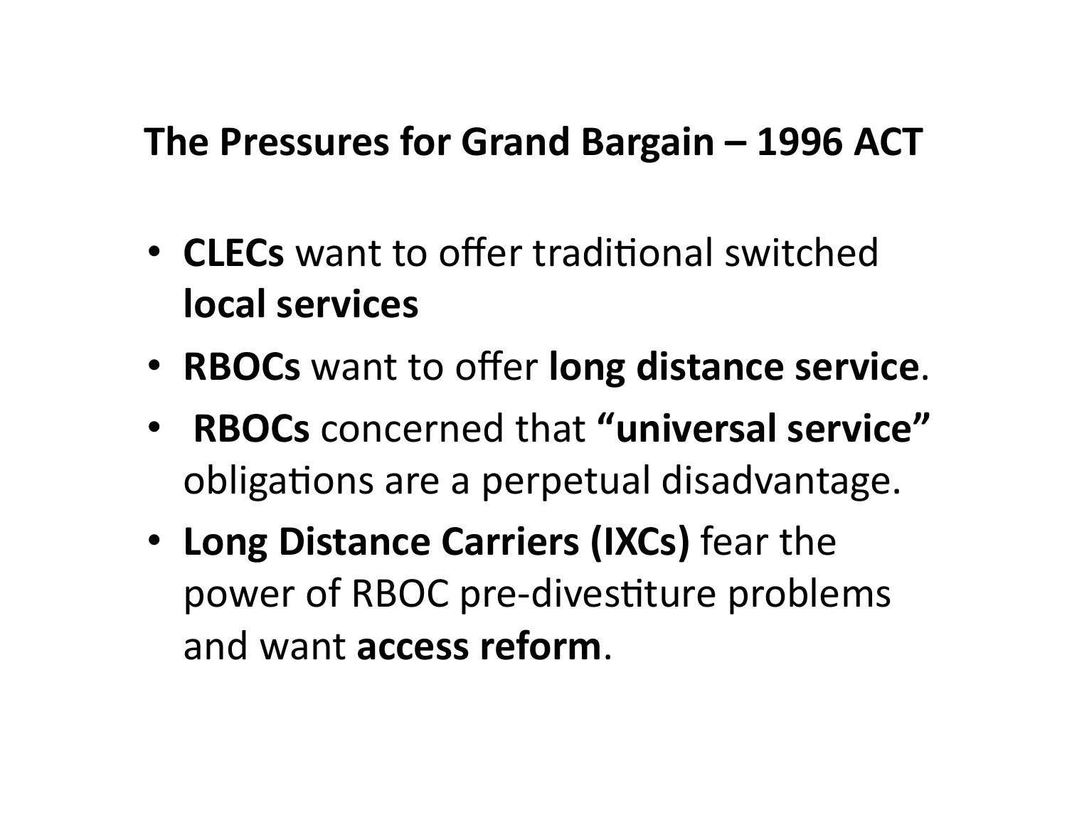## The Pressures for Grand Bargain – 1996 ACT

- **CLECs** want to offer traditional switched **local services**
- **RBOCs** want to offer **long distance service**.
- **RBOCs** concerned that **"universal service"** obligations are a perpetual disadvantage.
- **Long Distance Carriers (IXCs)** fear the power of RBOC pre-divestiture problems and want **access reform**.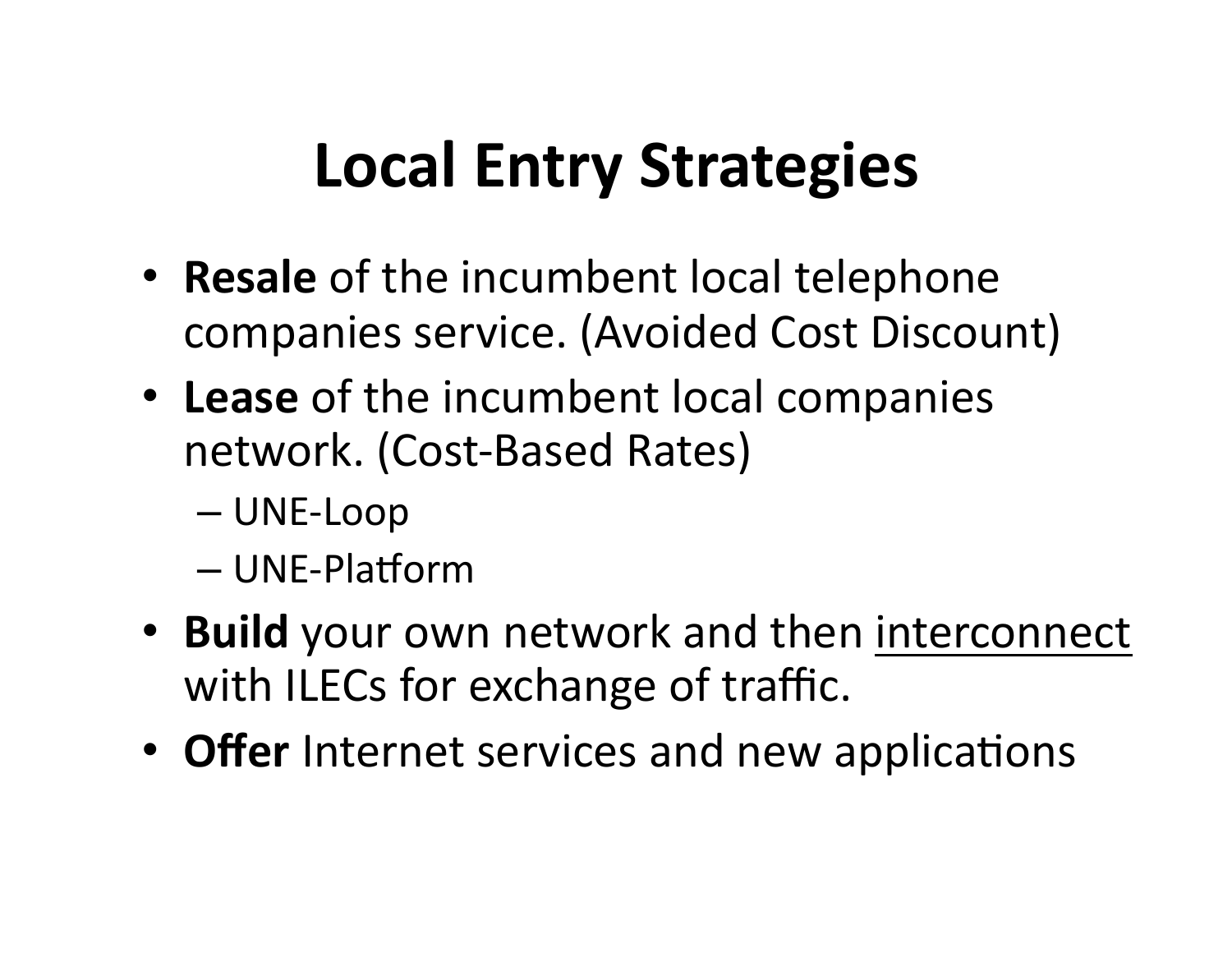# Local Entry Strategies

- **Resale** of the incumbent local telephone companies service. (Avoided Cost Discount)
- **Lease** of the incumbent local companies network. (Cost-Based Rates)
  - UNE-Loop
  - UNE-Platform
- **Build** your own network and then <u>interconnect</u> with ILECs for exchange of traffic.
- **Offer** Internet services and new applications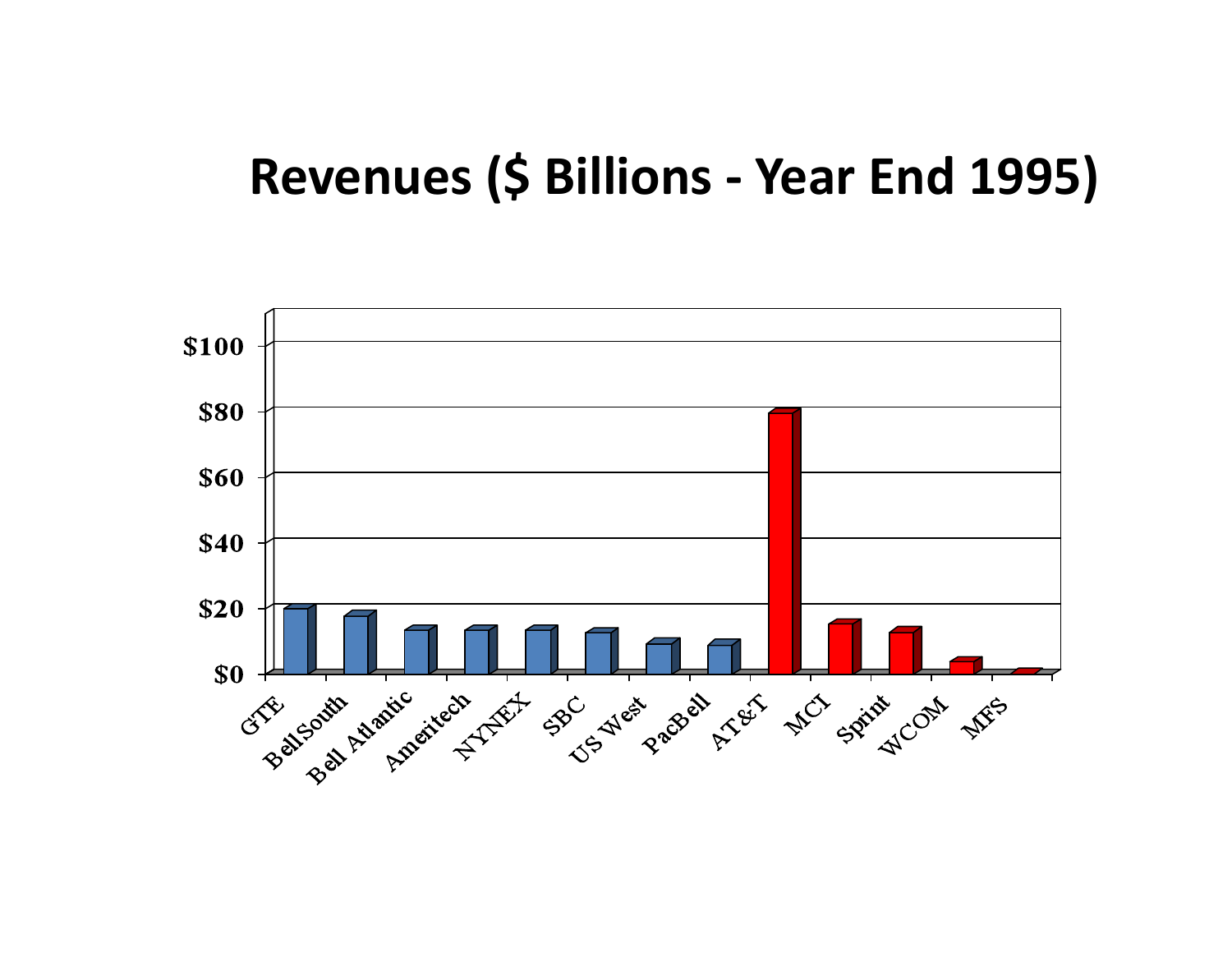# Revenues ($ Billions - Year End 1995)

$100

$80

$60

$40

$20

$0

GTE, Bell South, Bell Atlantic, Ameritech, NYNEX, SBC, US West, PacBell, AT&T, MCI, Sprint, WCOM, MFS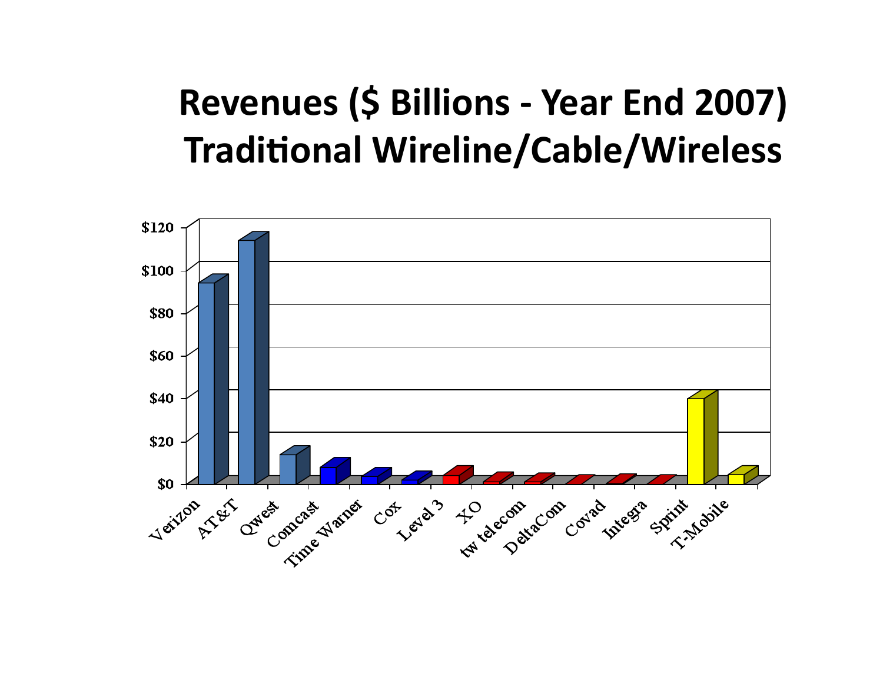# Revenues ($ Billions - Year End 2007) Traditional Wireline/Cable/Wireless

$120

$100

$80

$60

$40

$20

$0

Verizon, AT&T, Qwest, Comcast, Time Warner, Cox, Level 3, XO, tw telecom, DeltaCom, Covad, Integra, Sprint, T-Mobile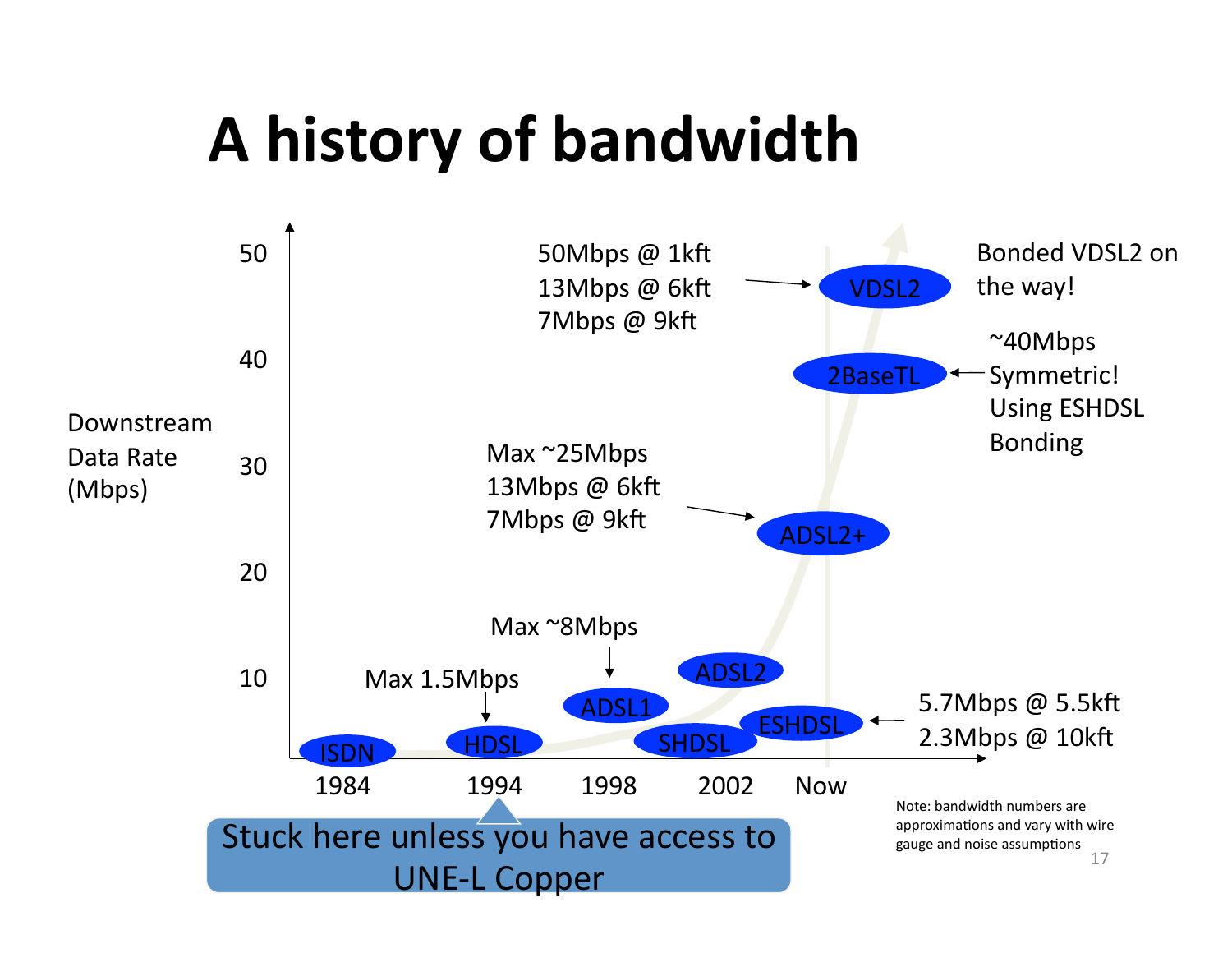# A history of bandwidth

Downstream Data Rate (Mbps)

50

40

30

20

10

1984 1994 1998 2002 Now

ISDN

HDSL

ADSL1

SHDSL

ADSL2

ESHDSL

ADSL2+

2BaseTL

VDSL2

Max 1.5Mbps

Max ~8Mbps

Max ~25Mbps
13Mbps @ 6kft
7Mbps @ 9kft

50Mbps @ 1kft
13Mbps @ 6kft
7Mbps @ 9kft

Bonded VDSL2 on the way!

~40Mbps
Symmetric!
Using ESHDSL Bonding

5.7Mbps @ 5.5kft
2.3Mbps @ 10kft

Stuck here unless you have access to UNE-L Copper

Note: bandwidth numbers are approximations and vary with wire gauge and noise assumptions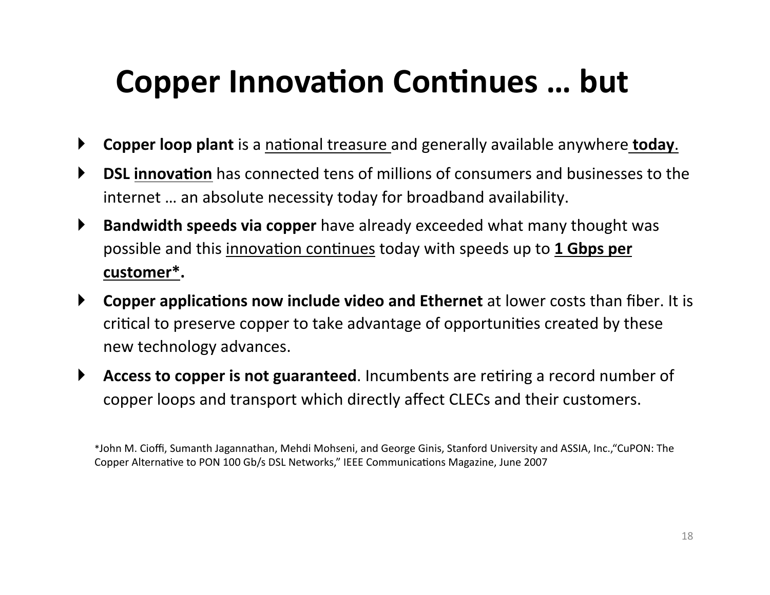# Copper Innovation Continues … but

- **Copper loop plant** is a national treasure and generally available anywhere **today**.
- **DSL innovation** has connected tens of millions of consumers and businesses to the internet … an absolute necessity today for broadband availability.
- **Bandwidth speeds via copper** have already exceeded what many thought was possible and this innovation continues today with speeds up to **1 Gbps per customer*.**
- **Copper applications now include video and Ethernet** at lower costs than fiber. It is critical to preserve copper to take advantage of opportunities created by these new technology advances.
- **Access to copper is not guaranteed**. Incumbents are retiring a record number of copper loops and transport which directly affect CLECs and their customers.

*John M. Cioffi, Sumanth Jagannathan, Mehdi Mohseni, and George Ginis, Stanford University and ASSIA, Inc.,"CuPON: The Copper Alternative to PON 100 Gb/s DSL Networks," IEEE Communications Magazine, June 2007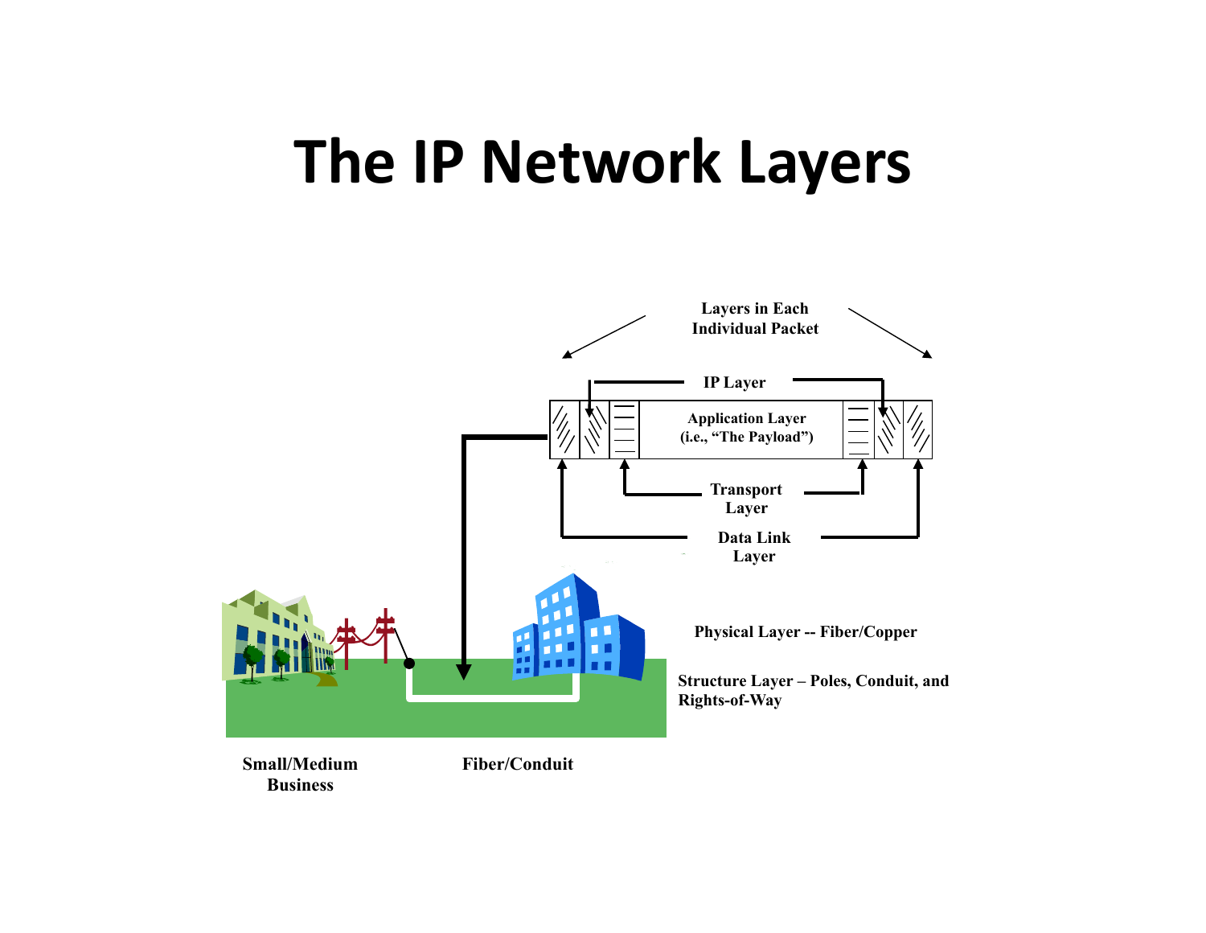# The IP Network Layers

Layers in Each Individual Packet

IP Layer

Application Layer (i.e., "The Payload")

Transport Layer

Data Link Layer

Physical Layer -- Fiber/Copper

Structure Layer – Poles, Conduit, and Rights-of-Way

Small/Medium Business

Fiber/Conduit